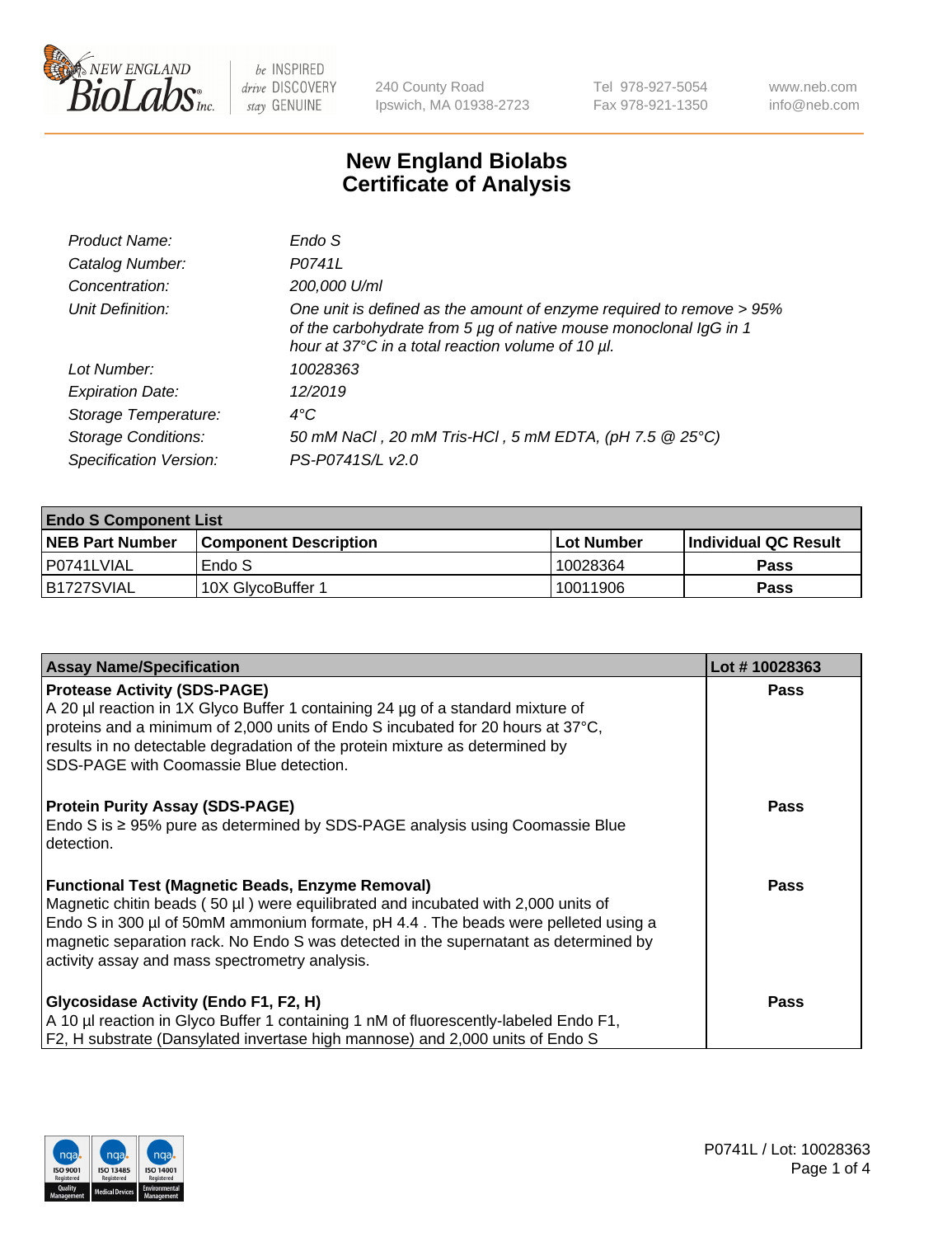# New England Biolabs Certificate of Analysis

| | |
|---|---|
| *Product Name:* | *Endo S* |
| *Catalog Number:* | *P0741L* |
| *Concentration:* | *200,000 U/ml* |
| *Unit Definition:* | *One unit is defined as the amount of enzyme required to remove > 95% of the carbohydrate from 5 µg of native mouse monoclonal IgG in 1 hour at 37°C in a total reaction volume of 10 µl.* |
| *Lot Number:* | *10028363* |
| *Expiration Date:* | *12/2019* |
| *Storage Temperature:* | *4°C* |
| *Storage Conditions:* | *50 mM NaCl , 20 mM Tris-HCl , 5 mM EDTA, (pH 7.5 @ 25°C)* |
| *Specification Version:* | *PS-P0741S/L v2.0* |

| Endo S Component List | | | |
|---|---|---|---|
| **NEB Part Number** | **Component Description** | **Lot Number** | **Individual QC Result** |
| P0741LVIAL | Endo S | 10028364 | **Pass** |
| B1727SVIAL | 10X GlycoBuffer 1 | 10011906 | **Pass** |

| Assay Name/Specification | Lot # 10028363 |
|---|---|
| **Protease Activity (SDS-PAGE)**<br>A 20 µl reaction in 1X Glyco Buffer 1 containing 24 µg of a standard mixture of proteins and a minimum of 2,000 units of Endo S incubated for 20 hours at 37°C, results in no detectable degradation of the protein mixture as determined by SDS-PAGE with Coomassie Blue detection. | **Pass** |
| **Protein Purity Assay (SDS-PAGE)**<br>Endo S is ≥ 95% pure as determined by SDS-PAGE analysis using Coomassie Blue detection. | **Pass** |
| **Functional Test (Magnetic Beads, Enzyme Removal)**<br>Magnetic chitin beads ( 50 µl ) were equilibrated and incubated with 2,000 units of Endo S in 300 µl of 50mM ammonium formate, pH 4.4 . The beads were pelleted using a magnetic separation rack. No Endo S was detected in the supernatant as determined by activity assay and mass spectrometry analysis. | **Pass** |
| **Glycosidase Activity (Endo F1, F2, H)**<br>A 10 µl reaction in Glyco Buffer 1 containing 1 nM of fluorescently-labeled Endo F1, F2, H substrate (Dansylated invertase high mannose) and 2,000 units of Endo S | **Pass** |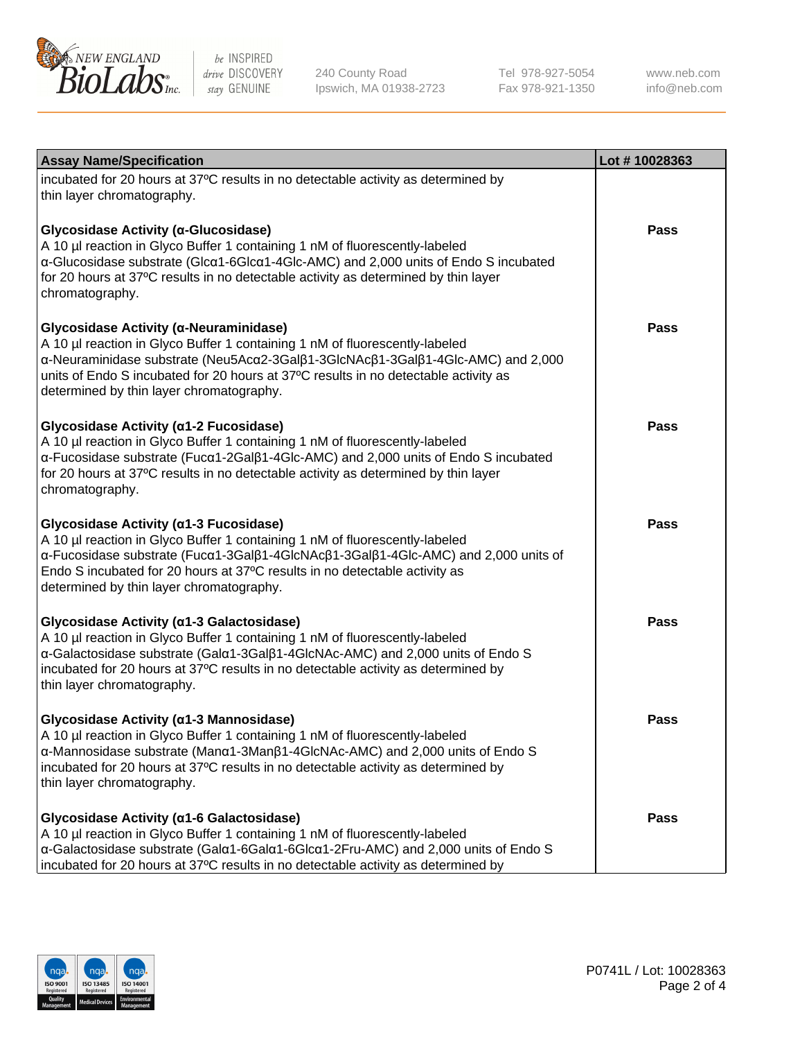| Assay Name/Specification | Lot # 10028363 |
| --- | --- |
| incubated for 20 hours at 37ºC results in no detectable activity as determined by thin layer chromatography. | |
| **Glycosidase Activity (α-Glucosidase)**<br>A 10 µl reaction in Glyco Buffer 1 containing 1 nM of fluorescently-labeled α-Glucosidase substrate (Glcα1-6Glcα1-4Glc-AMC) and 2,000 units of Endo S incubated for 20 hours at 37ºC results in no detectable activity as determined by thin layer chromatography. | **Pass** |
| **Glycosidase Activity (α-Neuraminidase)**<br>A 10 µl reaction in Glyco Buffer 1 containing 1 nM of fluorescently-labeled α-Neuraminidase substrate (Neu5Acα2-3Galβ1-3GlcNAcβ1-3Galβ1-4Glc-AMC) and 2,000 units of Endo S incubated for 20 hours at 37ºC results in no detectable activity as determined by thin layer chromatography. | **Pass** |
| **Glycosidase Activity (α1-2 Fucosidase)**<br>A 10 µl reaction in Glyco Buffer 1 containing 1 nM of fluorescently-labeled α-Fucosidase substrate (Fucα1-2Galβ1-4Glc-AMC) and 2,000 units of Endo S incubated for 20 hours at 37ºC results in no detectable activity as determined by thin layer chromatography. | **Pass** |
| **Glycosidase Activity (α1-3 Fucosidase)**<br>A 10 µl reaction in Glyco Buffer 1 containing 1 nM of fluorescently-labeled α-Fucosidase substrate (Fucα1-3Galβ1-4GlcNAcβ1-3Galβ1-4Glc-AMC) and 2,000 units of Endo S incubated for 20 hours at 37ºC results in no detectable activity as determined by thin layer chromatography. | **Pass** |
| **Glycosidase Activity (α1-3 Galactosidase)**<br>A 10 µl reaction in Glyco Buffer 1 containing 1 nM of fluorescently-labeled α-Galactosidase substrate (Galα1-3Galβ1-4GlcNAc-AMC) and 2,000 units of Endo S incubated for 20 hours at 37ºC results in no detectable activity as determined by thin layer chromatography. | **Pass** |
| **Glycosidase Activity (α1-3 Mannosidase)**<br>A 10 µl reaction in Glyco Buffer 1 containing 1 nM of fluorescently-labeled α-Mannosidase substrate (Manα1-3Manβ1-4GlcNAc-AMC) and 2,000 units of Endo S incubated for 20 hours at 37ºC results in no detectable activity as determined by thin layer chromatography. | **Pass** |
| **Glycosidase Activity (α1-6 Galactosidase)**<br>A 10 µl reaction in Glyco Buffer 1 containing 1 nM of fluorescently-labeled α-Galactosidase substrate (Galα1-6Galα1-6Glcα1-2Fru-AMC) and 2,000 units of Endo S incubated for 20 hours at 37ºC results in no detectable activity as determined by | **Pass** |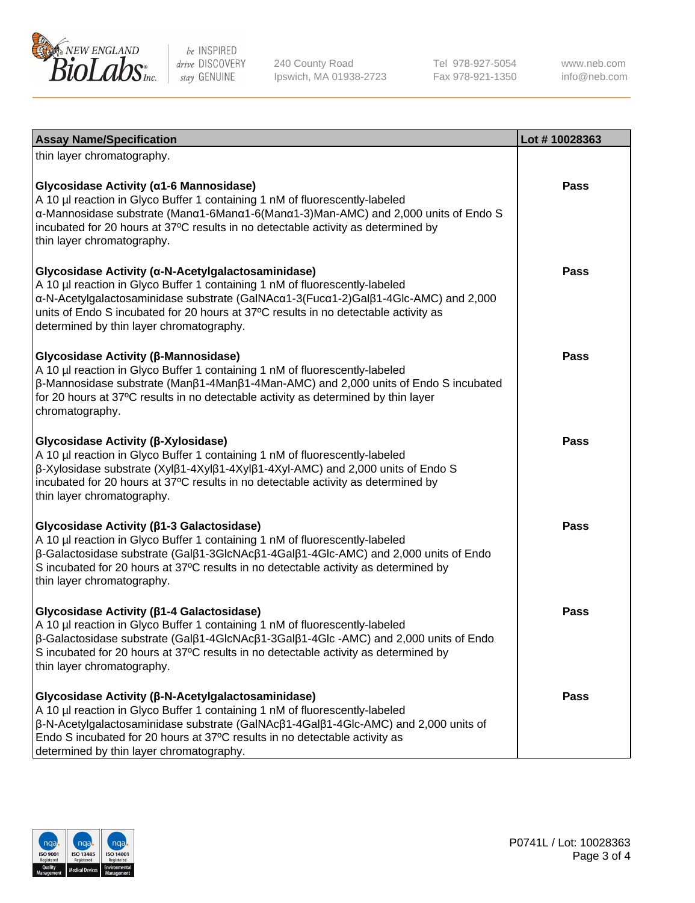| Assay Name/Specification | Lot # 10028363 |
| --- | --- |
| thin layer chromatography. | |
| **Glycosidase Activity (α1-6 Mannosidase)**<br>A 10 µl reaction in Glyco Buffer 1 containing 1 nM of fluorescently-labeled α-Mannosidase substrate (Manα1-6Manα1-6(Manα1-3)Man-AMC) and 2,000 units of Endo S incubated for 20 hours at 37ºC results in no detectable activity as determined by thin layer chromatography. | Pass |
| **Glycosidase Activity (α-N-Acetylgalactosaminidase)**<br>A 10 µl reaction in Glyco Buffer 1 containing 1 nM of fluorescently-labeled α-N-Acetylgalactosaminidase substrate (GalNAcα1-3(Fucα1-2)Galβ1-4Glc-AMC) and 2,000 units of Endo S incubated for 20 hours at 37ºC results in no detectable activity as determined by thin layer chromatography. | Pass |
| **Glycosidase Activity (β-Mannosidase)**<br>A 10 µl reaction in Glyco Buffer 1 containing 1 nM of fluorescently-labeled β-Mannosidase substrate (Manβ1-4Manβ1-4Man-AMC) and 2,000 units of Endo S incubated for 20 hours at 37ºC results in no detectable activity as determined by thin layer chromatography. | Pass |
| **Glycosidase Activity (β-Xylosidase)**<br>A 10 µl reaction in Glyco Buffer 1 containing 1 nM of fluorescently-labeled β-Xylosidase substrate (Xylβ1-4Xylβ1-4Xylβ1-4Xyl-AMC) and 2,000 units of Endo S incubated for 20 hours at 37ºC results in no detectable activity as determined by thin layer chromatography. | Pass |
| **Glycosidase Activity (β1-3 Galactosidase)**<br>A 10 µl reaction in Glyco Buffer 1 containing 1 nM of fluorescently-labeled β-Galactosidase substrate (Galβ1-3GlcNAcβ1-4Galβ1-4Glc-AMC) and 2,000 units of Endo S incubated for 20 hours at 37ºC results in no detectable activity as determined by thin layer chromatography. | Pass |
| **Glycosidase Activity (β1-4 Galactosidase)**<br>A 10 µl reaction in Glyco Buffer 1 containing 1 nM of fluorescently-labeled β-Galactosidase substrate (Galβ1-4GlcNAcβ1-3Galβ1-4Glc -AMC) and 2,000 units of Endo S incubated for 20 hours at 37ºC results in no detectable activity as determined by thin layer chromatography. | Pass |
| **Glycosidase Activity (β-N-Acetylgalactosaminidase)**<br>A 10 µl reaction in Glyco Buffer 1 containing 1 nM of fluorescently-labeled β-N-Acetylgalactosaminidase substrate (GalNAcβ1-4Galβ1-4Glc-AMC) and 2,000 units of Endo S incubated for 20 hours at 37ºC results in no detectable activity as determined by thin layer chromatography. | Pass |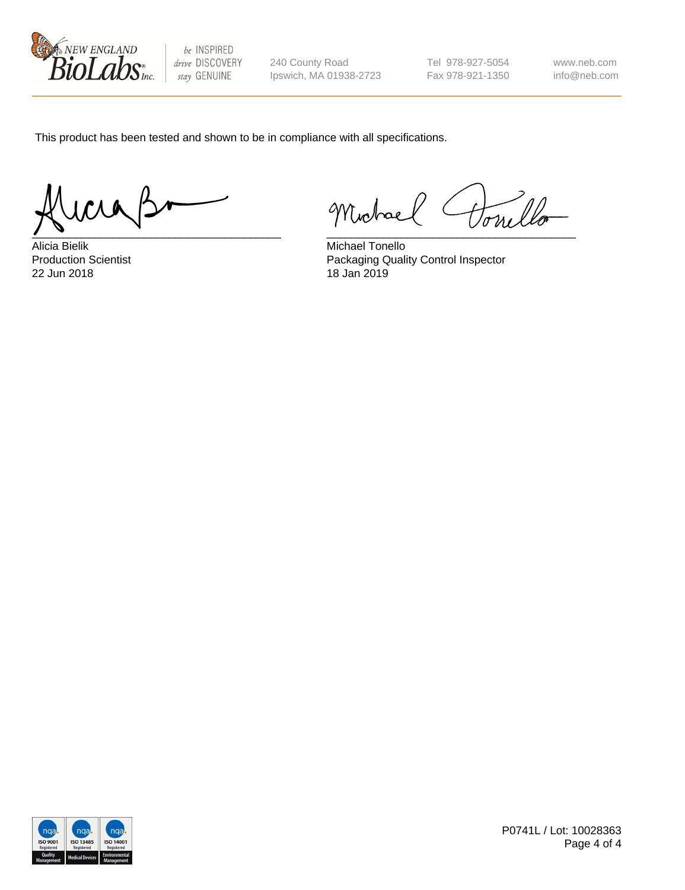This product has been tested and shown to be in compliance with all specifications.

Alicia Bielik
Production Scientist
22 Jun 2018

Michael Tonello
Packaging Quality Control Inspector
18 Jan 2019

P0741L / Lot: 10028363